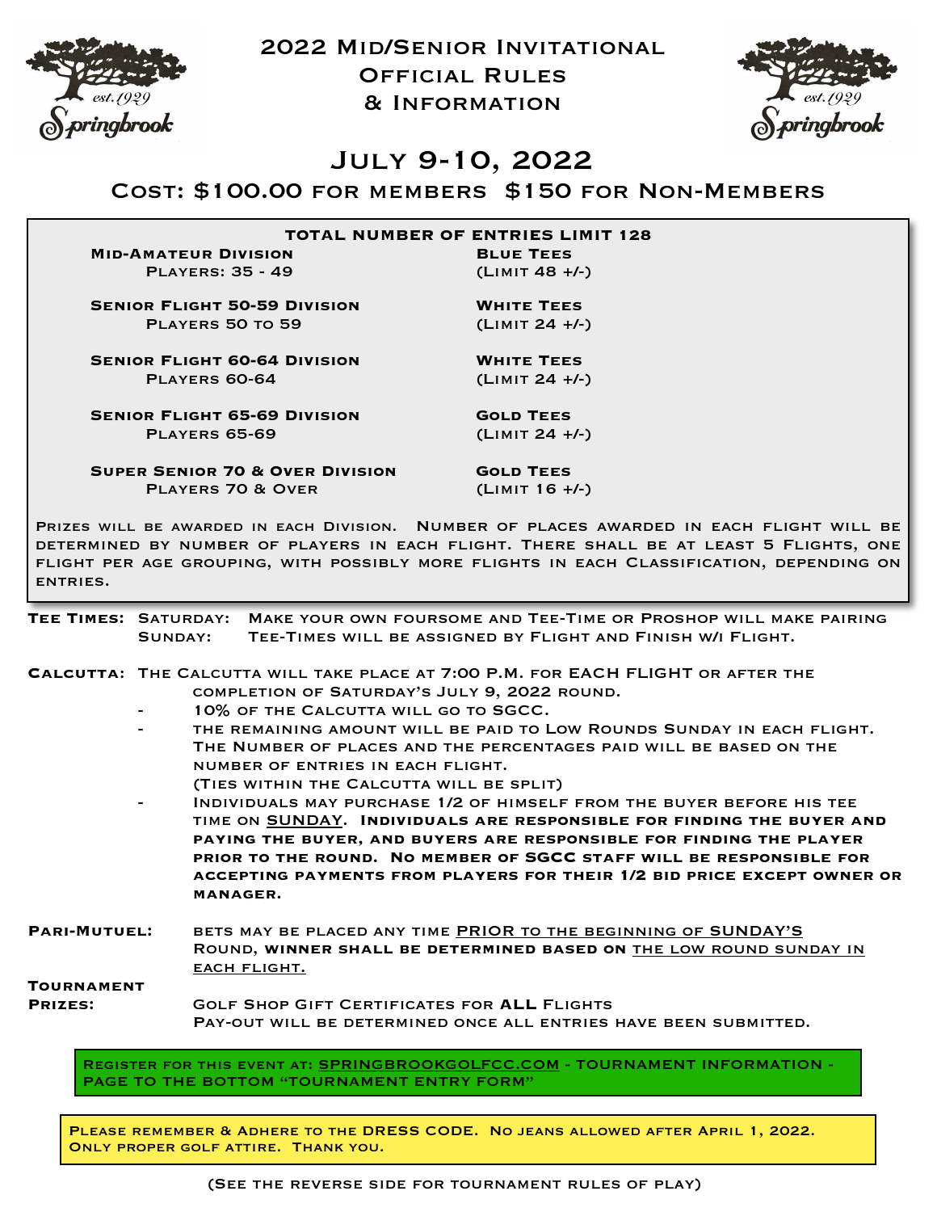# 2022 Mid/Senior Invitational Official Rules & Information

## July 9-10, 2022

### Cost: $100.00 for members $150 for Non-Members

**TOTAL NUMBER OF ENTRIES LIMIT 128**

| | |
|---|---|
| **Mid-Amateur Division**<br>Players: 35 - 49 | **Blue Tees**<br>(Limit 48 +/-) |
| **Senior Flight 50-59 Division**<br>Players 50 to 59 | **White Tees**<br>(Limit 24 +/-) |
| **Senior Flight 60-64 Division**<br>Players 60-64 | **White Tees**<br>(Limit 24 +/-) |
| **Senior Flight 65-69 Division**<br>Players 65-69 | **Gold Tees**<br>(Limit 24 +/-) |
| **Super Senior 70 & Over Division**<br>Players 70 & Over | **Gold Tees**<br>(Limit 16 +/-) |

Prizes will be awarded in each Division. Number of places awarded in each flight will be determined by number of players in each flight. There shall be at least 5 Flights, one flight per age grouping, with possibly more flights in each Classification, depending on entries.

**Tee Times:** Saturday: Make your own foursome and Tee-Time or Proshop will make pairing
Sunday: Tee-Times will be assigned by Flight and Finish w/i Flight.

**Calcutta:** The Calcutta will take place at 7:00 P.M. for EACH FLIGHT or after the completion of Saturday's July 9, 2022 round.

- 10% of the Calcutta will go to SGCC.
- the remaining amount will be paid to Low Rounds Sunday in each flight. The Number of places and the percentages paid will be based on the number of entries in each flight.
  (Ties within the Calcutta will be split)
- Individuals may purchase 1/2 of himself from the buyer before his tee time on SUNDAY. **Individuals are responsible for finding the buyer and paying the buyer, and buyers are responsible for finding the player prior to the round. No member of SGCC staff will be responsible for accepting payments from players for their 1/2 bid price except owner or manager.**

**Pari-Mutuel:** bets may be placed any time PRIOR to the beginning of SUNDAY'S Round, **winner shall be determined based on** the low round sunday in each flight.

**Tournament Prizes:** Golf Shop Gift Certificates for **ALL** Flights
Pay-out will be determined once all entries have been submitted.

Register for this event at: SPRINGBROOKGOLFCC.COM - TOURNAMENT INFORMATION - PAGE TO THE BOTTOM "TOURNAMENT ENTRY FORM"

Please remember & Adhere to the **DRESS CODE**. No jeans allowed after April 1, 2022. Only proper golf attire. Thank you.

(See the reverse side for tournament rules of play)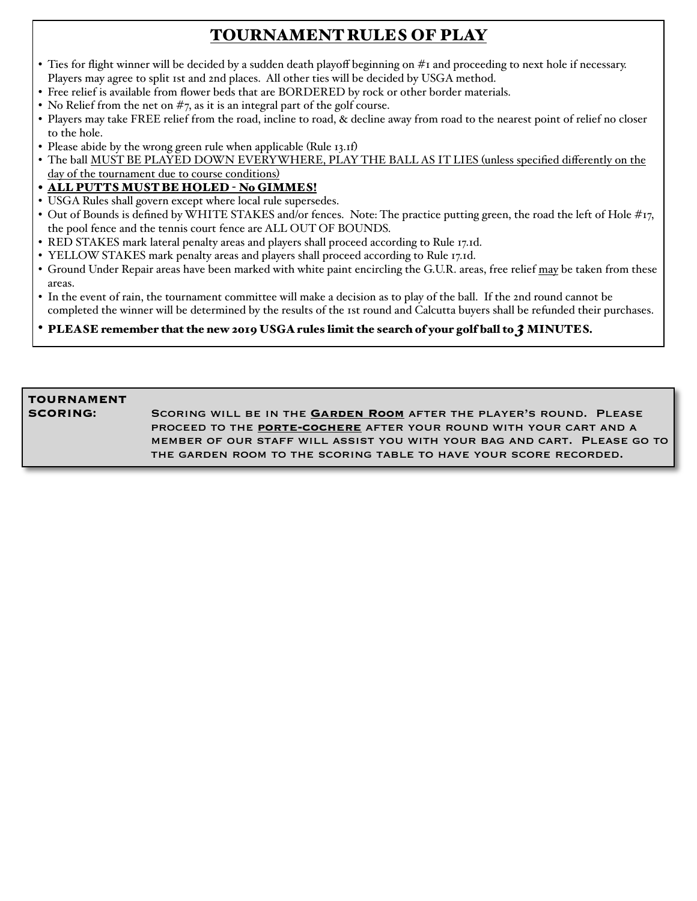# TOURNAMENT RULES OF PLAY

- Ties for flight winner will be decided by a sudden death playoff beginning on #1 and proceeding to next hole if necessary. Players may agree to split 1st and 2nd places. All other ties will be decided by USGA method.
- Free relief is available from flower beds that are BORDERED by rock or other border materials.
- No Relief from the net on #7, as it is an integral part of the golf course.
- Players may take FREE relief from the road, incline to road, & decline away from road to the nearest point of relief no closer to the hole.
- Please abide by the wrong green rule when applicable (Rule 13.1f)
- The ball <u>MUST BE PLAYED DOWN EVERYWHERE, PLAY THE BALL AS IT LIES (unless specified differently on the day of the tournament due to course conditions)</u>
- **<u>ALL PUTTS MUST BE HOLED - No GIMMES!</u>**
- USGA Rules shall govern except where local rule supersedes.
- Out of Bounds is defined by WHITE STAKES and/or fences. Note: The practice putting green, the road the left of Hole #17, the pool fence and the tennis court fence are ALL OUT OF BOUNDS.
- RED STAKES mark lateral penalty areas and players shall proceed according to Rule 17.1d.
- YELLOW STAKES mark penalty areas and players shall proceed according to Rule 17.1d.
- Ground Under Repair areas have been marked with white paint encircling the G.U.R. areas, free relief <u>may</u> be taken from these areas.
- In the event of rain, the tournament committee will make a decision as to play of the ball. If the 2nd round cannot be completed the winner will be determined by the results of the 1st round and Calcutta buyers shall be refunded their purchases.
- **PLEASE remember that the new 2019 USGA rules limit the search of your golf ball to *3* MINUTES.**

**TOURNAMENT SCORING:** Scoring will be in the **<u>Garden Room</u>** after the player's round. Please proceed to the **<u>porte-cochere</u>** after your round with your cart and a member of our staff will assist you with your bag and cart. Please go to the garden room to the scoring table to have your score recorded.